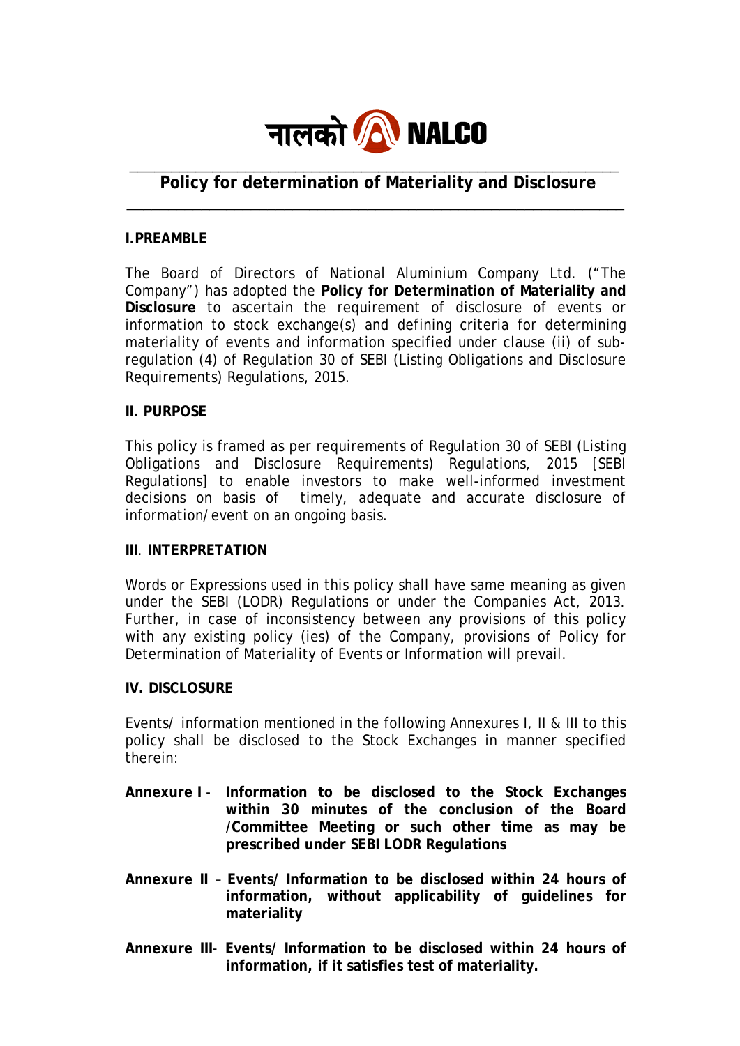नालको NALCO

# Policy for determination of Materiality and Disclosure

## I. PREAMBLE

The Board of Directors of National Aluminium Company Ltd. ("The Company") has adopted the **Policy for Determination of Materiality and Disclosure** to ascertain the requirement of disclosure of events or information to stock exchange(s) and defining criteria for determining materiality of events and information specified under clause (ii) of sub-regulation (4) of Regulation 30 of SEBI (Listing Obligations and Disclosure Requirements) Regulations, 2015.

## II. PURPOSE

This policy is framed as per requirements of Regulation 30 of SEBI (Listing Obligations and Disclosure Requirements) Regulations, 2015 [SEBI Regulations] to enable investors to make well-informed investment decisions on basis of timely, adequate and accurate disclosure of information/event on an ongoing basis.

## III. INTERPRETATION

Words or Expressions used in this policy shall have same meaning as given under the SEBI (LODR) Regulations or under the Companies Act, 2013. Further, in case of inconsistency between any provisions of this policy with any existing policy (ies) of the Company, provisions of Policy for Determination of Materiality of Events or Information will prevail.

## IV. DISCLOSURE

Events/ information mentioned in the following Annexures I, II & III to this policy shall be disclosed to the Stock Exchanges in manner specified therein:

**Annexure I** - **Information to be disclosed to the Stock Exchanges within 30 minutes of the conclusion of the Board /Committee Meeting or such other time as may be prescribed under SEBI LODR Regulations**

**Annexure II** – **Events/ Information to be disclosed within 24 hours of information, without applicability of guidelines for materiality**

**Annexure III**- **Events/ Information to be disclosed within 24 hours of information, if it satisfies test of materiality.**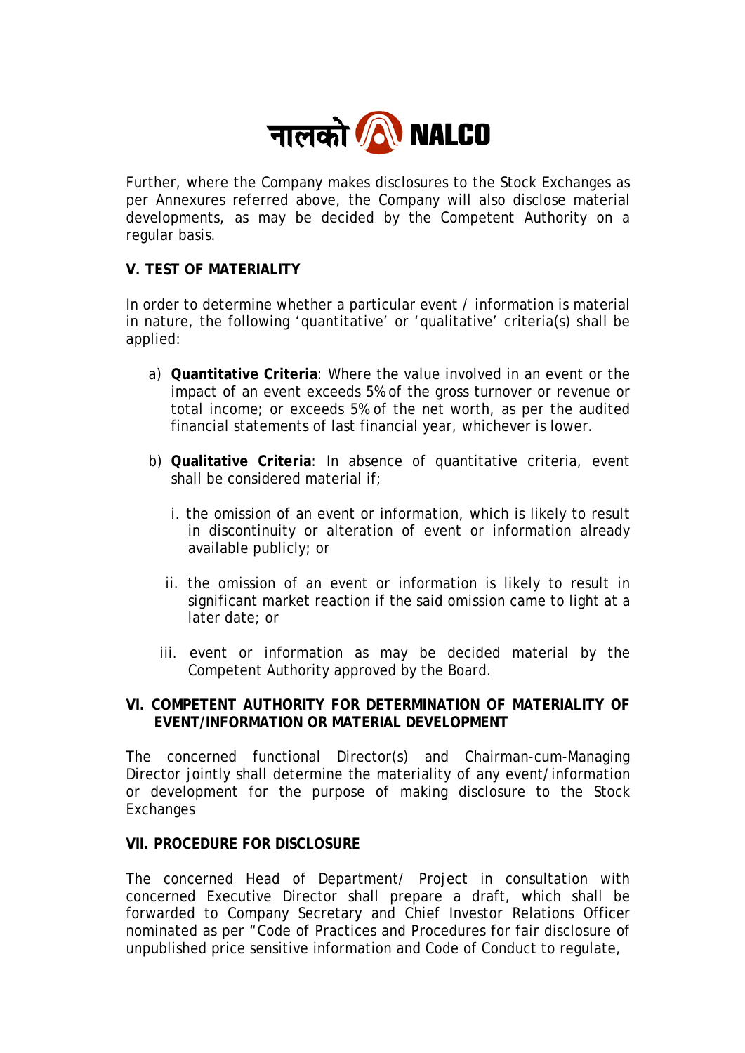Further, where the Company makes disclosures to the Stock Exchanges as per Annexures referred above, the Company will also disclose material developments, as may be decided by the Competent Authority on a regular basis.

## V. TEST OF MATERIALITY

In order to determine whether a particular event / information is material in nature, the following 'quantitative' or 'qualitative' criteria(s) shall be applied:

a) **Quantitative Criteria**: Where the value involved in an event or the impact of an event exceeds 5% of the gross turnover or revenue or total income; or exceeds 5% of the net worth, as per the audited financial statements of last financial year, whichever is lower.

b) **Qualitative Criteria**: In absence of quantitative criteria, event shall be considered material if;

   i. the omission of an event or information, which is likely to result in discontinuity or alteration of event or information already available publicly; or

   ii. the omission of an event or information is likely to result in significant market reaction if the said omission came to light at a later date; or

   iii. event or information as may be decided material by the Competent Authority approved by the Board.

## VI. COMPETENT AUTHORITY FOR DETERMINATION OF MATERIALITY OF EVENT/INFORMATION OR MATERIAL DEVELOPMENT

The concerned functional Director(s) and Chairman-cum-Managing Director jointly shall determine the materiality of any event/information or development for the purpose of making disclosure to the Stock Exchanges

## VII. PROCEDURE FOR DISCLOSURE

The concerned Head of Department/ Project in consultation with concerned Executive Director shall prepare a draft, which shall be forwarded to Company Secretary and Chief Investor Relations Officer nominated as per "Code of Practices and Procedures for fair disclosure of unpublished price sensitive information and Code of Conduct to regulate,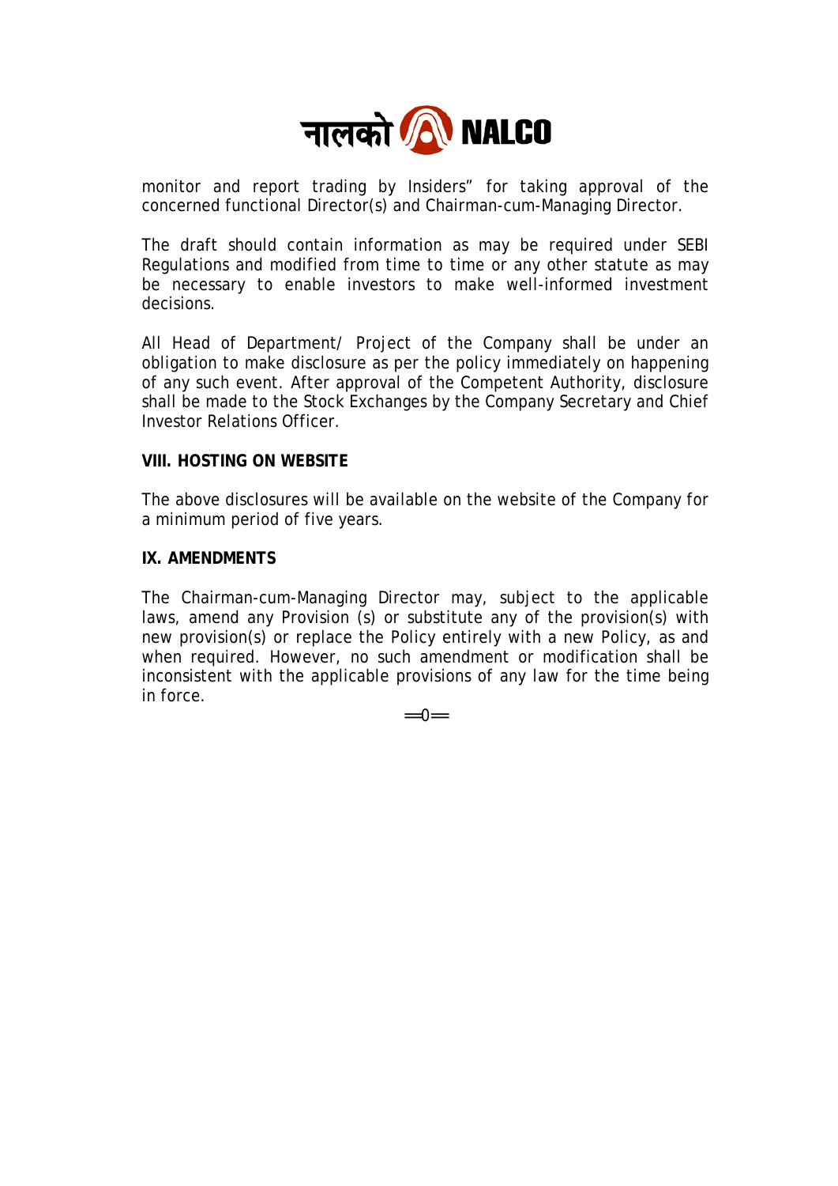monitor and report trading by Insiders" for taking approval of the concerned functional Director(s) and Chairman-cum-Managing Director.

The draft should contain information as may be required under SEBI Regulations and modified from time to time or any other statute as may be necessary to enable investors to make well-informed investment decisions.

All Head of Department/ Project of the Company shall be under an obligation to make disclosure as per the policy immediately on happening of any such event. After approval of the Competent Authority, disclosure shall be made to the Stock Exchanges by the Company Secretary and Chief Investor Relations Officer.

**VIII. HOSTING ON WEBSITE**

The above disclosures will be available on the website of the Company for a minimum period of five years.

**IX. AMENDMENTS**

The Chairman-cum-Managing Director may, subject to the applicable laws, amend any Provision (s) or substitute any of the provision(s) with new provision(s) or replace the Policy entirely with a new Policy, as and when required. However, no such amendment or modification shall be inconsistent with the applicable provisions of any law for the time being in force.

==0==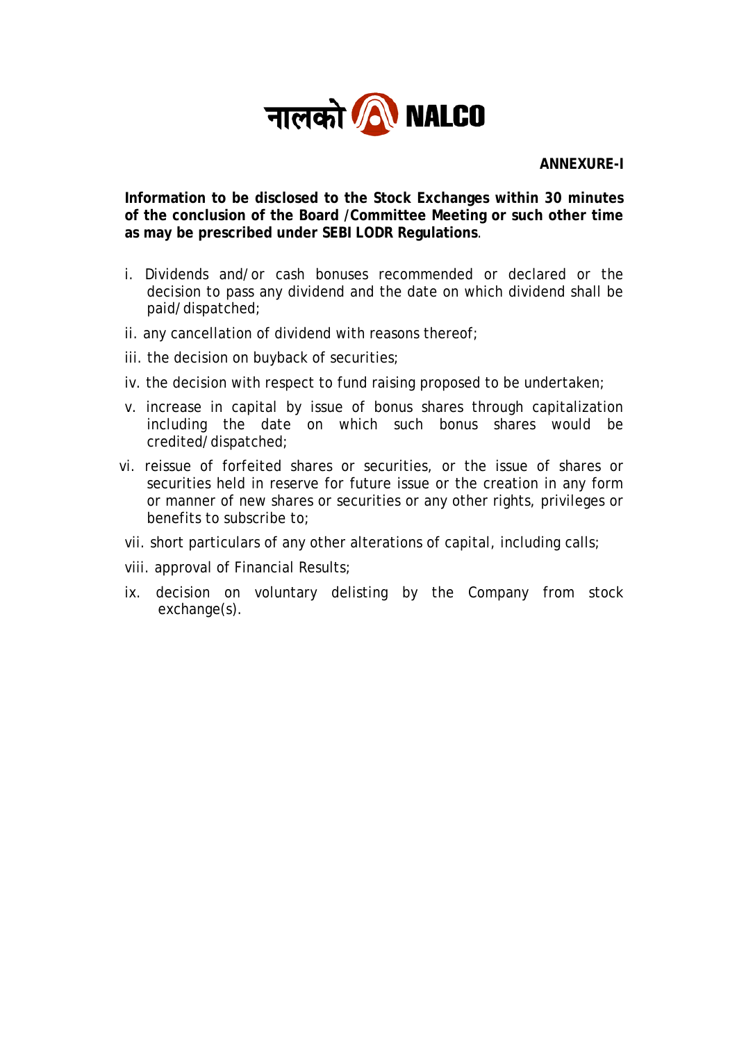नालको NALCO

**ANNEXURE-I**

**Information to be disclosed to the Stock Exchanges within 30 minutes of the conclusion of the Board /Committee Meeting or such other time as may be prescribed under SEBI LODR Regulations**.

i. Dividends and/or cash bonuses recommended or declared or the decision to pass any dividend and the date on which dividend shall be paid/dispatched;

ii. any cancellation of dividend with reasons thereof;

iii. the decision on buyback of securities;

iv. the decision with respect to fund raising proposed to be undertaken;

v. increase in capital by issue of bonus shares through capitalization including the date on which such bonus shares would be credited/dispatched;

vi. reissue of forfeited shares or securities, or the issue of shares or securities held in reserve for future issue or the creation in any form or manner of new shares or securities or any other rights, privileges or benefits to subscribe to;

vii. short particulars of any other alterations of capital, including calls;

viii. approval of Financial Results;

ix. decision on voluntary delisting by the Company from stock exchange(s).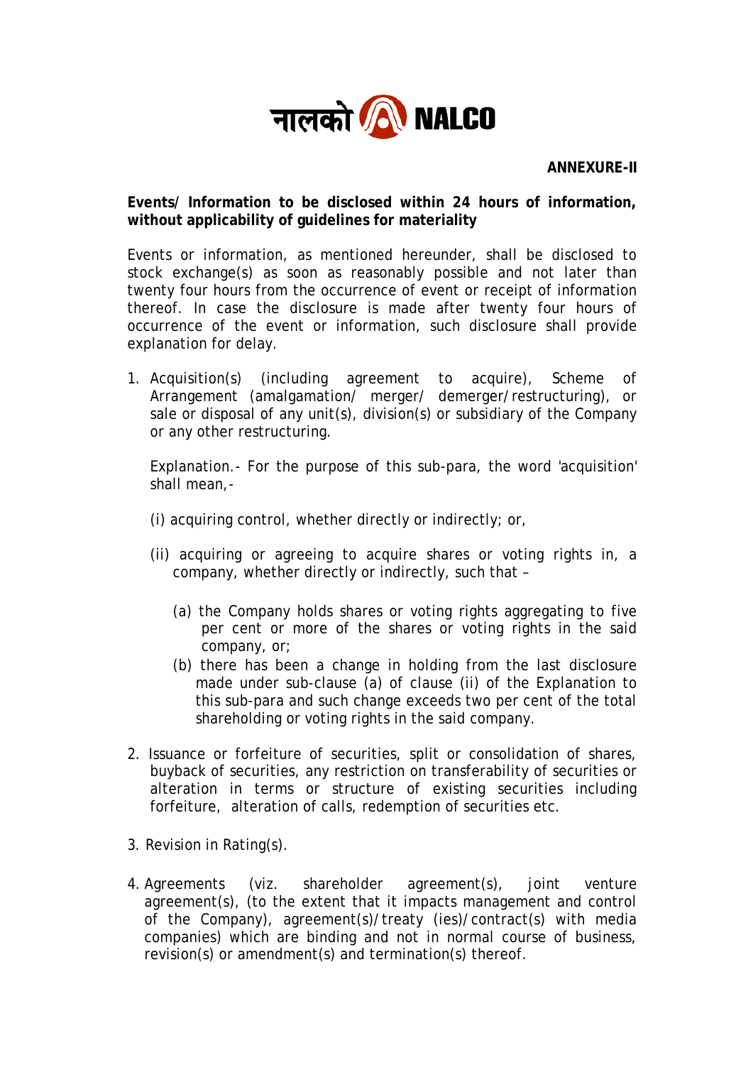**ANNEXURE-II**

**Events/ Information to be disclosed within 24 hours of information, without applicability of guidelines for materiality**

Events or information, as mentioned hereunder, shall be disclosed to stock exchange(s) as soon as reasonably possible and not later than twenty four hours from the occurrence of event or receipt of information thereof. In case the disclosure is made after twenty four hours of occurrence of the event or information, such disclosure shall provide explanation for delay.

1. Acquisition(s) (including agreement to acquire), Scheme of Arrangement (amalgamation/ merger/ demerger/restructuring), or sale or disposal of any unit(s), division(s) or subsidiary of the Company or any other restructuring.

   Explanation.- For the purpose of this sub-para, the word 'acquisition' shall mean,-

   (i) acquiring control, whether directly or indirectly; or,

   (ii) acquiring or agreeing to acquire shares or voting rights in, a company, whether directly or indirectly, such that –

      (a) the Company holds shares or voting rights aggregating to five per cent or more of the shares or voting rights in the said company, or;

      (b) there has been a change in holding from the last disclosure made under sub-clause (a) of clause (ii) of the Explanation to this sub-para and such change exceeds two per cent of the total shareholding or voting rights in the said company.

2. Issuance or forfeiture of securities, split or consolidation of shares, buyback of securities, any restriction on transferability of securities or alteration in terms or structure of existing securities including forfeiture, alteration of calls, redemption of securities etc.

3. Revision in Rating(s).

4. Agreements (viz. shareholder agreement(s), joint venture agreement(s), (to the extent that it impacts management and control of the Company), agreement(s)/treaty (ies)/contract(s) with media companies) which are binding and not in normal course of business, revision(s) or amendment(s) and termination(s) thereof.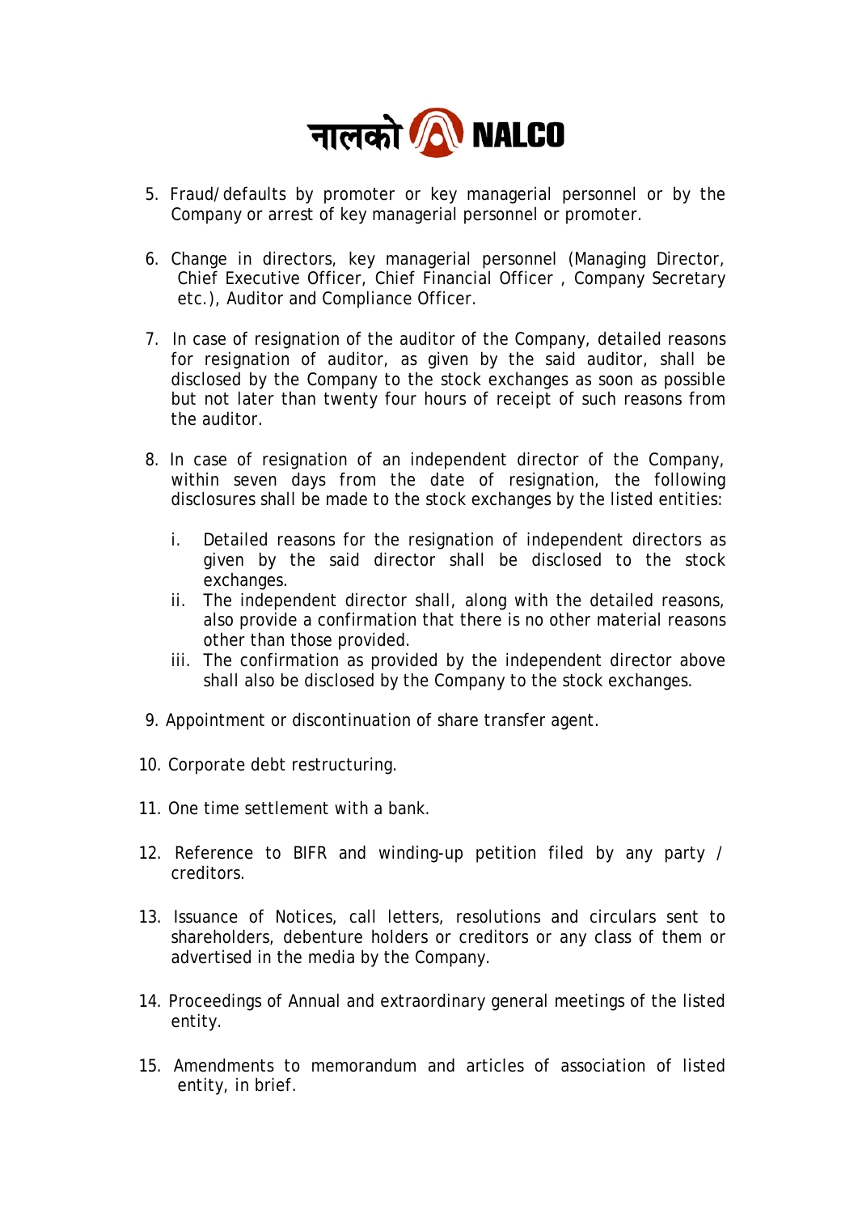5. Fraud/defaults by promoter or key managerial personnel or by the Company or arrest of key managerial personnel or promoter.

6. Change in directors, key managerial personnel (Managing Director, Chief Executive Officer, Chief Financial Officer , Company Secretary etc.), Auditor and Compliance Officer.

7. In case of resignation of the auditor of the Company, detailed reasons for resignation of auditor, as given by the said auditor, shall be disclosed by the Company to the stock exchanges as soon as possible but not later than twenty four hours of receipt of such reasons from the auditor.

8. In case of resignation of an independent director of the Company, within seven days from the date of resignation, the following disclosures shall be made to the stock exchanges by the listed entities:

   i. Detailed reasons for the resignation of independent directors as given by the said director shall be disclosed to the stock exchanges.
   ii. The independent director shall, along with the detailed reasons, also provide a confirmation that there is no other material reasons other than those provided.
   iii. The confirmation as provided by the independent director above shall also be disclosed by the Company to the stock exchanges.

9. Appointment or discontinuation of share transfer agent.

10. Corporate debt restructuring.

11. One time settlement with a bank.

12. Reference to BIFR and winding-up petition filed by any party / creditors.

13. Issuance of Notices, call letters, resolutions and circulars sent to shareholders, debenture holders or creditors or any class of them or advertised in the media by the Company.

14. Proceedings of Annual and extraordinary general meetings of the listed entity.

15. Amendments to memorandum and articles of association of listed entity, in brief.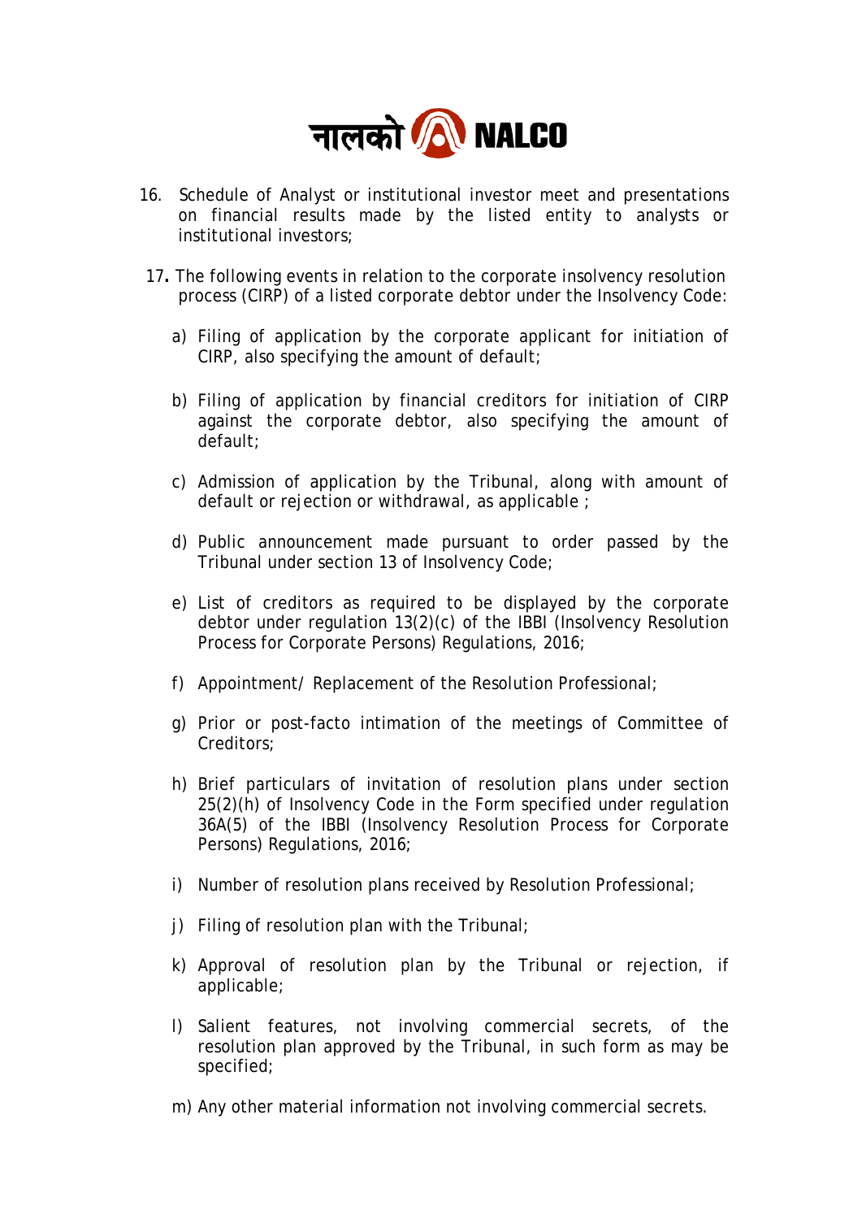16. Schedule of Analyst or institutional investor meet and presentations on financial results made by the listed entity to analysts or institutional investors;

17. The following events in relation to the corporate insolvency resolution process (CIRP) of a listed corporate debtor under the Insolvency Code:

    a) Filing of application by the corporate applicant for initiation of CIRP, also specifying the amount of default;

    b) Filing of application by financial creditors for initiation of CIRP against the corporate debtor, also specifying the amount of default;

    c) Admission of application by the Tribunal, along with amount of default or rejection or withdrawal, as applicable ;

    d) Public announcement made pursuant to order passed by the Tribunal under section 13 of Insolvency Code;

    e) List of creditors as required to be displayed by the corporate debtor under regulation 13(2)(c) of the IBBI (Insolvency Resolution Process for Corporate Persons) Regulations, 2016;

    f) Appointment/ Replacement of the Resolution Professional;

    g) Prior or post-facto intimation of the meetings of Committee of Creditors;

    h) Brief particulars of invitation of resolution plans under section 25(2)(h) of Insolvency Code in the Form specified under regulation 36A(5) of the IBBI (Insolvency Resolution Process for Corporate Persons) Regulations, 2016;

    i) Number of resolution plans received by Resolution Professional;

    j) Filing of resolution plan with the Tribunal;

    k) Approval of resolution plan by the Tribunal or rejection, if applicable;

    l) Salient features, not involving commercial secrets, of the resolution plan approved by the Tribunal, in such form as may be specified;

    m) Any other material information not involving commercial secrets.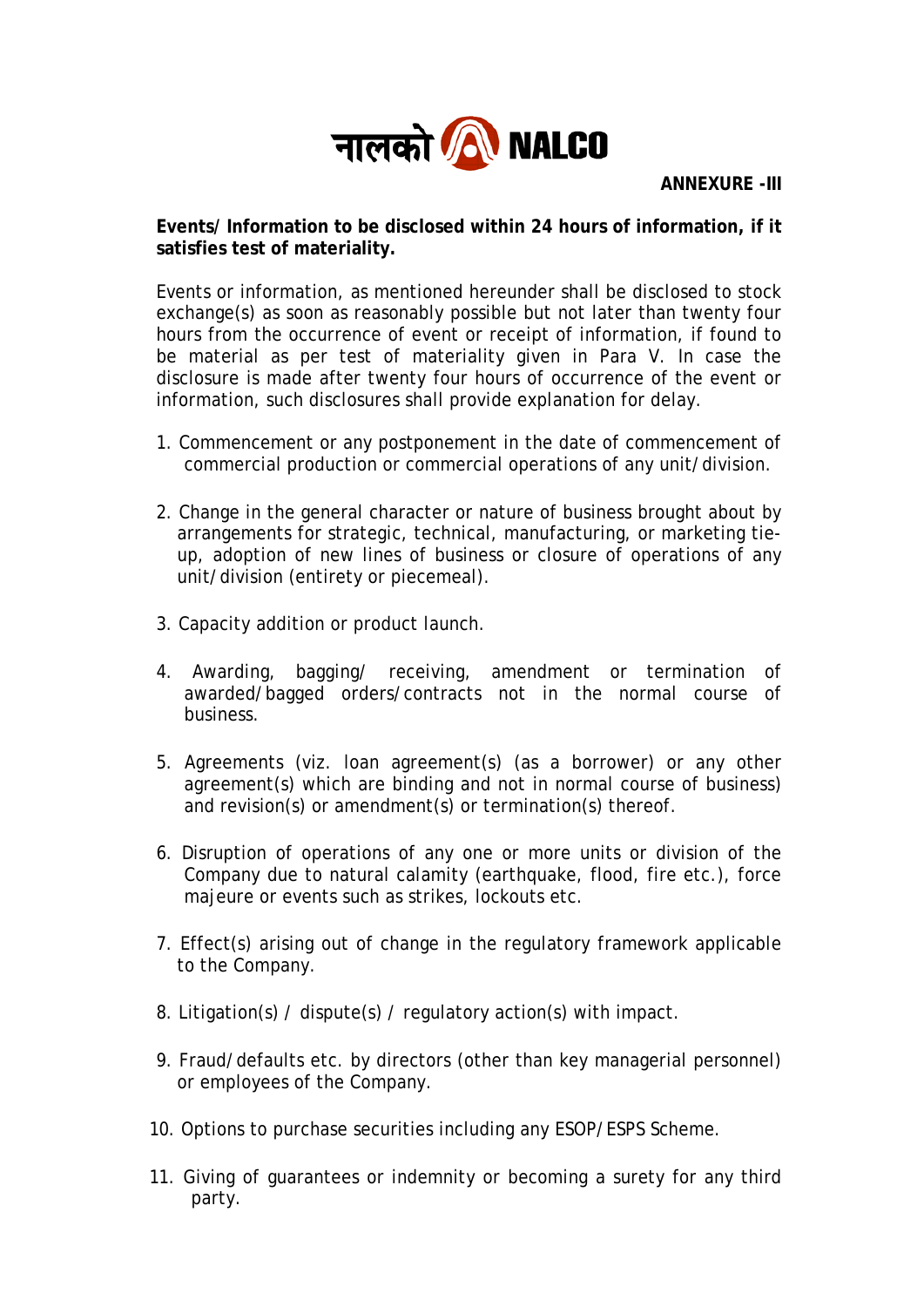नालको NALCO

**ANNEXURE -III**

**Events/ Information to be disclosed within 24 hours of information, if it satisfies test of materiality.**

Events or information, as mentioned hereunder shall be disclosed to stock exchange(s) as soon as reasonably possible but not later than twenty four hours from the occurrence of event or receipt of information, if found to be material as per test of materiality given in Para V. In case the disclosure is made after twenty four hours of occurrence of the event or information, such disclosures shall provide explanation for delay.

1. Commencement or any postponement in the date of commencement of commercial production or commercial operations of any unit/division.

2. Change in the general character or nature of business brought about by arrangements for strategic, technical, manufacturing, or marketing tie-up, adoption of new lines of business or closure of operations of any unit/division (entirety or piecemeal).

3. Capacity addition or product launch.

4. Awarding, bagging/ receiving, amendment or termination of awarded/bagged orders/contracts not in the normal course of business.

5. Agreements (viz. loan agreement(s) (as a borrower) or any other agreement(s) which are binding and not in normal course of business) and revision(s) or amendment(s) or termination(s) thereof.

6. Disruption of operations of any one or more units or division of the Company due to natural calamity (earthquake, flood, fire etc.), force majeure or events such as strikes, lockouts etc.

7. Effect(s) arising out of change in the regulatory framework applicable to the Company.

8. Litigation(s) / dispute(s) / regulatory action(s) with impact.

9. Fraud/defaults etc. by directors (other than key managerial personnel) or employees of the Company.

10. Options to purchase securities including any ESOP/ESPS Scheme.

11. Giving of guarantees or indemnity or becoming a surety for any third party.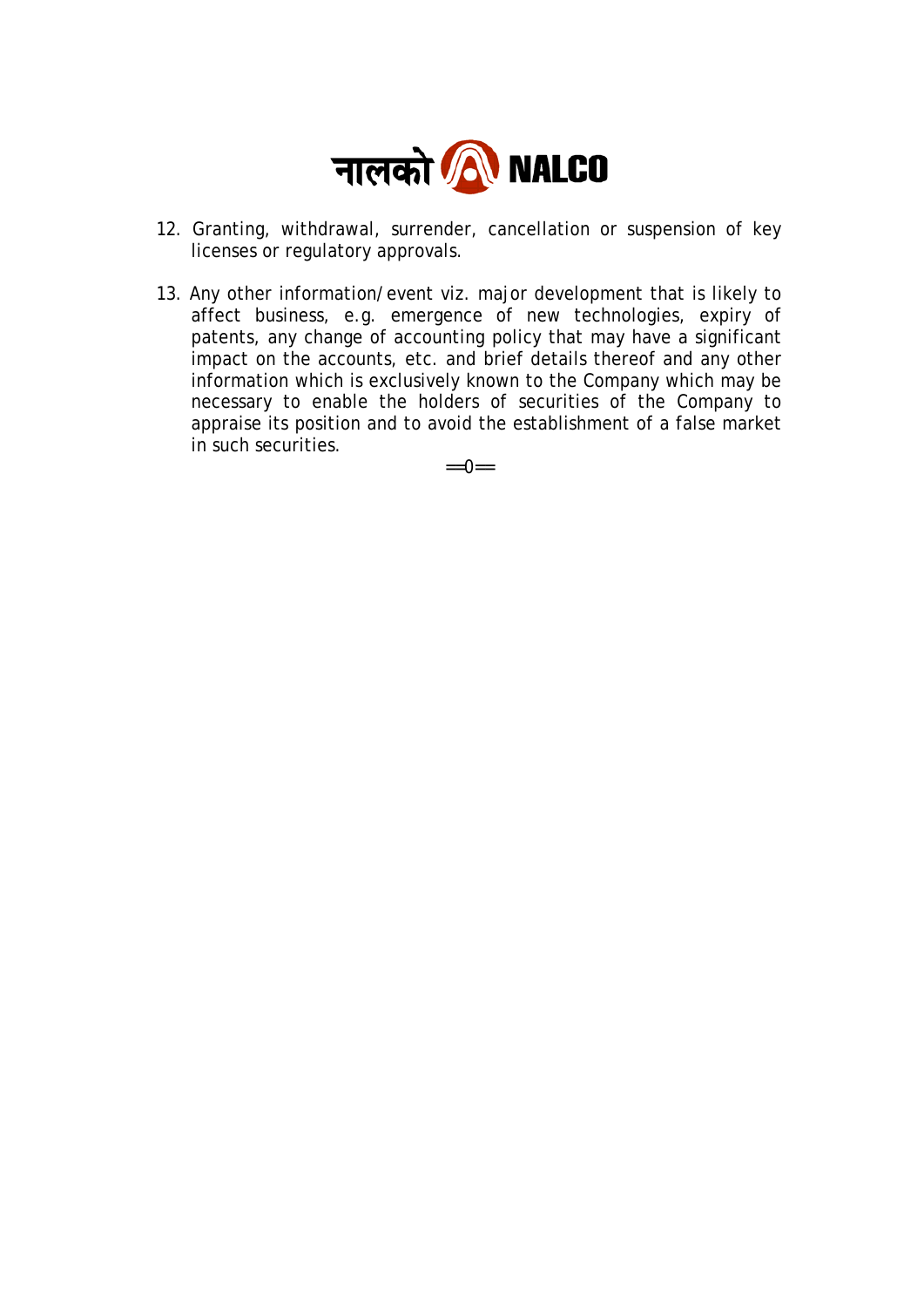12. Granting, withdrawal, surrender, cancellation or suspension of key licenses or regulatory approvals.

13. Any other information/event viz. major development that is likely to affect business, e.g. emergence of new technologies, expiry of patents, any change of accounting policy that may have a significant impact on the accounts, etc. and brief details thereof and any other information which is exclusively known to the Company which may be necessary to enable the holders of securities of the Company to appraise its position and to avoid the establishment of a false market in such securities.

==0==